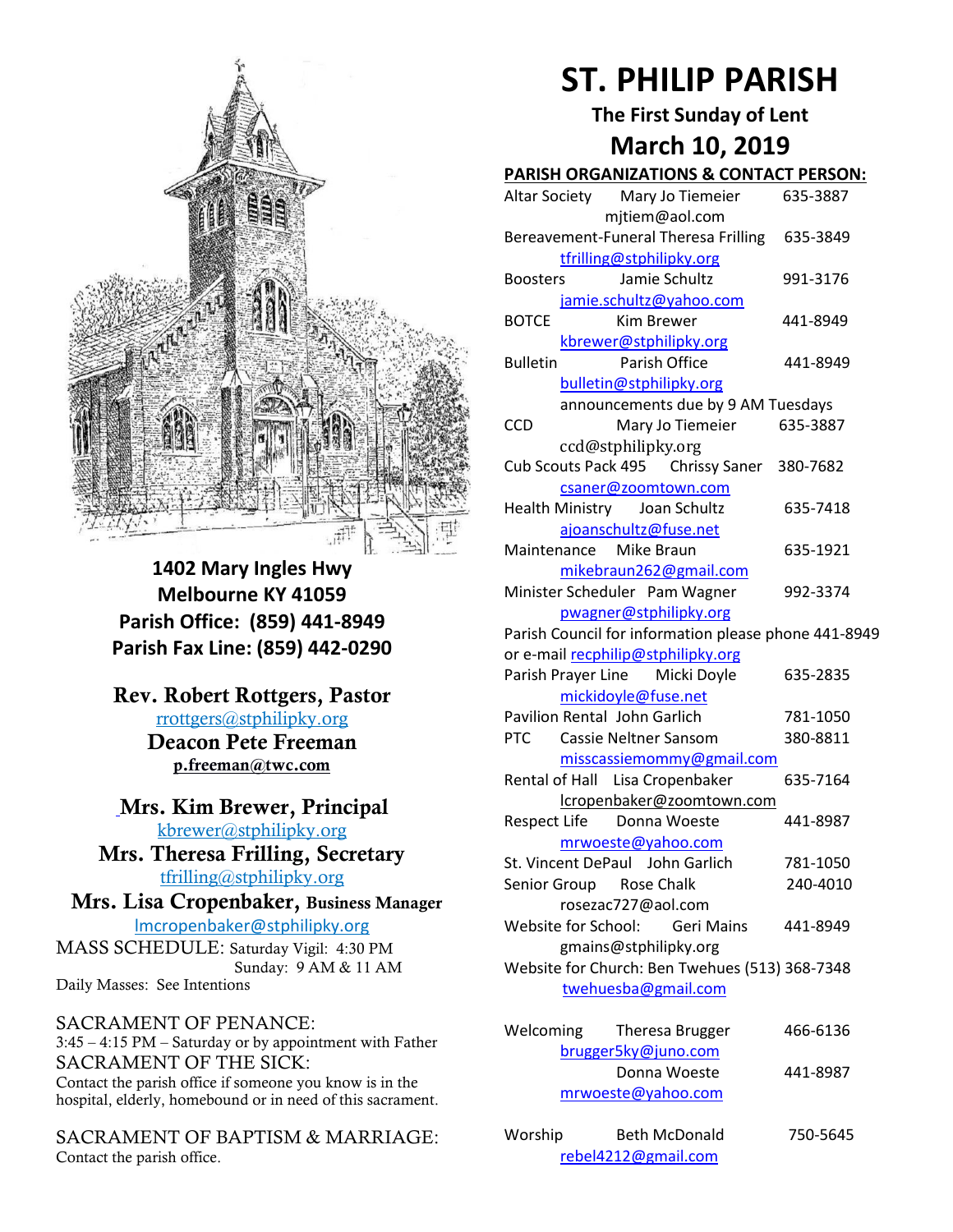**1402 Mary Ingles Hwy**
**Melbourne KY 41059**
**Parish Office: (859) 441-8949**
**Parish Fax Line: (859) 442-0290**

**Rev. Robert Rottgers, Pastor**
rrottgers@stphilipky.org
**Deacon Pete Freeman**
**p.freeman@twc.com**

**Mrs. Kim Brewer, Principal**
kbrewer@stphilipky.org
**Mrs. Theresa Frilling, Secretary**
tfrilling@stphilipky.org
**Mrs. Lisa Cropenbaker, Business Manager**
lmcropenbaker@stphilipky.org

MASS SCHEDULE: Saturday Vigil: 4:30 PM
Sunday: 9 AM & 11 AM
Daily Masses: See Intentions

SACRAMENT OF PENANCE:
3:45 – 4:15 PM – Saturday or by appointment with Father

SACRAMENT OF THE SICK:
Contact the parish office if someone you know is in the hospital, elderly, homebound or in need of this sacrament.

SACRAMENT OF BAPTISM & MARRIAGE:
Contact the parish office.

# ST. PHILIP PARISH

## The First Sunday of Lent

## March 10, 2019

**PARISH ORGANIZATIONS & CONTACT PERSON:**

| Organization | Contact | Phone |
|---|---|---|
| Altar Society | Mary Jo Tiemeier mjtiem@aol.com | 635-3887 |
| Bereavement-Funeral | Theresa Frilling tfrilling@stphilipky.org | 635-3849 |
| Boosters | Jamie Schultz jamie.schultz@yahoo.com | 991-3176 |
| BOTCE | Kim Brewer kbrewer@stphilipky.org | 441-8949 |
| Bulletin | Parish Office bulletin@stphilipky.org (announcements due by 9 AM Tuesdays) | 441-8949 |
| CCD | Mary Jo Tiemeier ccd@stphilipky.org | 635-3887 |
| Cub Scouts Pack 495 | Chrissy Saner csaner@zoomtown.com | 380-7682 |
| Health Ministry | Joan Schultz ajoanschultz@fuse.net | 635-7418 |
| Maintenance | Mike Braun mikebraun262@gmail.com | 635-1921 |
| Minister Scheduler | Pam Wagner pwagner@stphilipky.org | 992-3374 |
| Parish Council | For information please phone 441-8949 or e-mail recphilip@stphilipky.org | |
| Parish Prayer Line | Micki Doyle mickidoyle@fuse.net | 635-2835 |
| Pavilion Rental | John Garlich | 781-1050 |
| PTC | Cassie Neltner Sansom misscassiemommy@gmail.com | 380-8811 |
| Rental of Hall | Lisa Cropenbaker lcropenbaker@zoomtown.com | 635-7164 |
| Respect Life | Donna Woeste mrwoeste@yahoo.com | 441-8987 |
| St. Vincent DePaul | John Garlich | 781-1050 |
| Senior Group | Rose Chalk rosezac727@aol.com | 240-4010 |
| Website for School: | Geri Mains gmains@stphilipky.org | 441-8949 |
| Website for Church: | Ben Twehues twehuesba@gmail.com | (513) 368-7348 |
| Welcoming | Theresa Brugger brugger5ky@juno.com | 466-6136 |
| | Donna Woeste mrwoeste@yahoo.com | 441-8987 |
| Worship | Beth McDonald rebel4212@gmail.com | 750-5645 |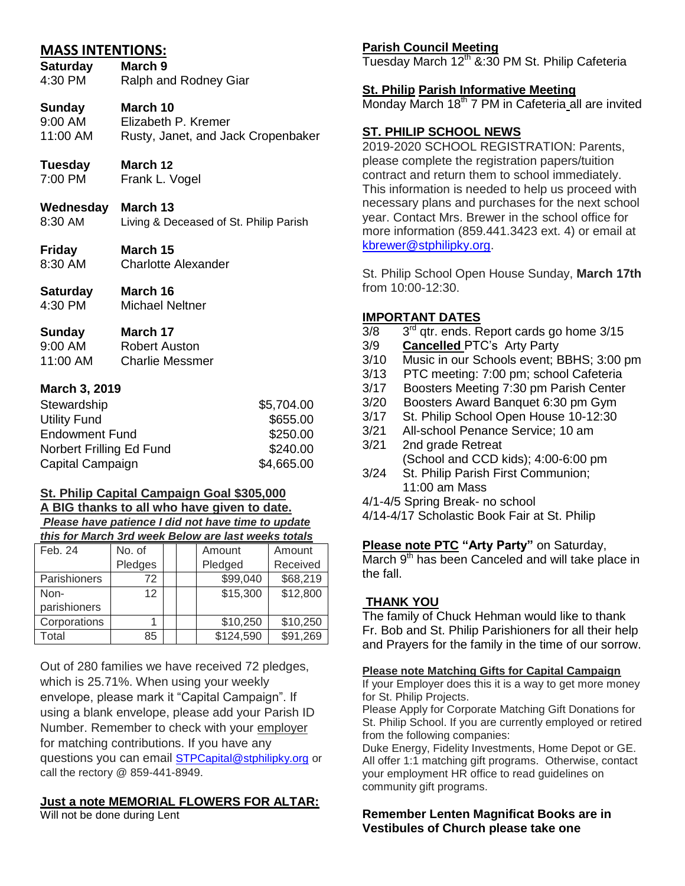## MASS INTENTIONS:

**Saturday** **March 9**
4:30 PM Ralph and Rodney Giar

**Sunday** **March 10**
9:00 AM Elizabeth P. Kremer
11:00 AM Rusty, Janet, and Jack Cropenbaker

**Tuesday** **March 12**
7:00 PM Frank L. Vogel

**Wednesday** **March 13**
8:30 AM Living & Deceased of St. Philip Parish

**Friday** **March 15**
8:30 AM Charlotte Alexander

**Saturday** **March 16**
4:30 PM Michael Neltner

**Sunday** **March 17**
9:00 AM Robert Auston
11:00 AM Charlie Messmer

**March 3, 2019**

| | |
|---|---|
| Stewardship | $5,704.00 |
| Utility Fund | $655.00 |
| Endowment Fund | $250.00 |
| Norbert Frilling Ed Fund | $240.00 |
| Capital Campaign | $4,665.00 |

**St. Philip Capital Campaign Goal $305,000**
**A BIG thanks to all who have given to date.**
***Please have patience I did not have time to update this for March 3rd week Below are last weeks totals***

| Feb. 24 | No. of Pledges | | | Amount Pledged | Amount Received |
|---|---|---|---|---|---|
| Parishioners | 72 | | | $99,040 | $68,219 |
| Non-parishioners | 12 | | | $15,300 | $12,800 |
| Corporations | 1 | | | $10,250 | $10,250 |
| Total | 85 | | | $124,590 | $91,269 |

Out of 280 families we have received 72 pledges, which is 25.71%. When using your weekly envelope, please mark it "Capital Campaign". If using a blank envelope, please add your Parish ID Number. Remember to check with your employer for matching contributions. If you have any questions you can email STPCapital@stphilipky.org or call the rectory @ 859-441-8949.

**Just a note MEMORIAL FLOWERS FOR ALTAR:**
Will not be done during Lent

**Parish Council Meeting**
Tuesday March 12th &:30 PM St. Philip Cafeteria

**St. Philip Parish Informative Meeting**
Monday March 18th 7 PM in Cafeteria all are invited

**ST. PHILIP SCHOOL NEWS**
2019-2020 SCHOOL REGISTRATION: Parents, please complete the registration papers/tuition contract and return them to school immediately. This information is needed to help us proceed with necessary plans and purchases for the next school year. Contact Mrs. Brewer in the school office for more information (859.441.3423 ext. 4) or email at kbrewer@stphilipky.org.

St. Philip School Open House Sunday, **March 17th** from 10:00-12:30.

**IMPORTANT DATES**
- 3/8 3rd qtr. ends. Report cards go home 3/15
- 3/9 **Cancelled** PTC's Arty Party
- 3/10 Music in our Schools event; BBHS; 3:00 pm
- 3/13 PTC meeting: 7:00 pm; school Cafeteria
- 3/17 Boosters Meeting 7:30 pm Parish Center
- 3/20 Boosters Award Banquet 6:30 pm Gym
- 3/17 St. Philip School Open House 10-12:30
- 3/21 All-school Penance Service; 10 am
- 3/21 2nd grade Retreat (School and CCD kids); 4:00-6:00 pm
- 3/24 St. Philip Parish First Communion; 11:00 am Mass
- 4/1-4/5 Spring Break- no school
- 4/14-4/17 Scholastic Book Fair at St. Philip

**Please note PTC "Arty Party"** on Saturday, March 9th has been Canceled and will take place in the fall.

**THANK YOU**
The family of Chuck Hehman would like to thank Fr. Bob and St. Philip Parishioners for all their help and Prayers for the family in the time of our sorrow.

**Please note Matching Gifts for Capital Campaign**
If your Employer does this it is a way to get more money for St. Philip Projects.
Please Apply for Corporate Matching Gift Donations for St. Philip School. If you are currently employed or retired from the following companies:
Duke Energy, Fidelity Investments, Home Depot or GE. All offer 1:1 matching gift programs. Otherwise, contact your employment HR office to read guidelines on community gift programs.

**Remember Lenten Magnificat Books are in Vestibules of Church please take one**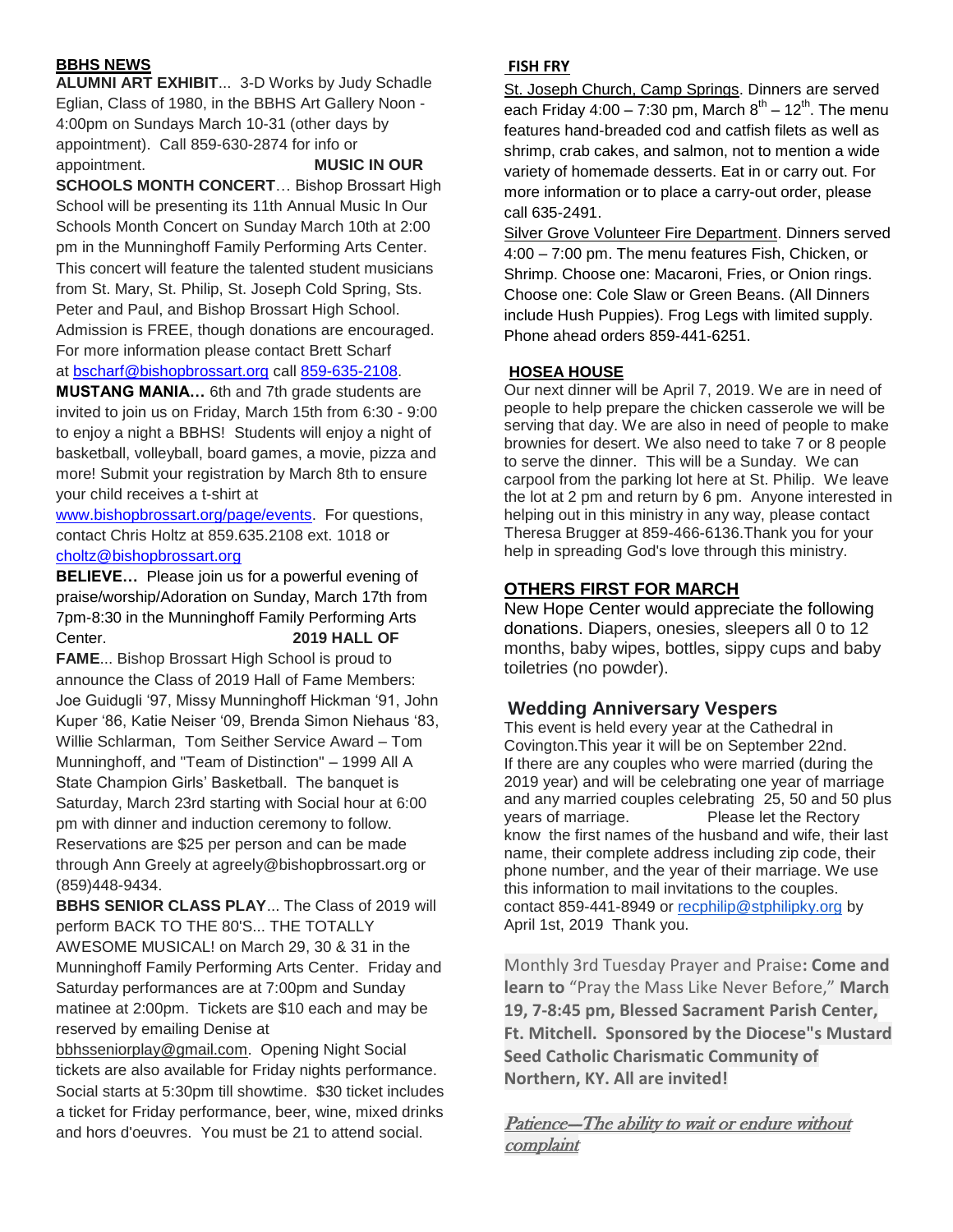## BBHS NEWS

**ALUMNI ART EXHIBIT**... 3-D Works by Judy Schadle Eglian, Class of 1980, in the BBHS Art Gallery Noon - 4:00pm on Sundays March 10-31 (other days by appointment). Call 859-630-2874 for info or appointment.

**MUSIC IN OUR SCHOOLS MONTH CONCERT**… Bishop Brossart High School will be presenting its 11th Annual Music In Our Schools Month Concert on Sunday March 10th at 2:00 pm in the Munninghoff Family Performing Arts Center. This concert will feature the talented student musicians from St. Mary, St. Philip, St. Joseph Cold Spring, Sts. Peter and Paul, and Bishop Brossart High School. Admission is FREE, though donations are encouraged. For more information please contact Brett Scharf at bscharf@bishopbrossart.org call 859-635-2108.

**MUSTANG MANIA…** 6th and 7th grade students are invited to join us on Friday, March 15th from 6:30 - 9:00 to enjoy a night a BBHS! Students will enjoy a night of basketball, volleyball, board games, a movie, pizza and more! Submit your registration by March 8th to ensure your child receives a t-shirt at www.bishopbrossart.org/page/events. For questions, contact Chris Holtz at 859.635.2108 ext. 1018 or choltz@bishopbrossart.org

**BELIEVE…** Please join us for a powerful evening of praise/worship/Adoration on Sunday, March 17th from 7pm-8:30 in the Munninghoff Family Performing Arts Center.

**2019 HALL OF FAME**... Bishop Brossart High School is proud to announce the Class of 2019 Hall of Fame Members: Joe Guidugli '97, Missy Munninghoff Hickman '91, John Kuper '86, Katie Neiser '09, Brenda Simon Niehaus '83, Willie Schlarman, Tom Seither Service Award – Tom Munninghoff, and "Team of Distinction" – 1999 All A State Champion Girls' Basketball. The banquet is Saturday, March 23rd starting with Social hour at 6:00 pm with dinner and induction ceremony to follow. Reservations are $25 per person and can be made through Ann Greely at agreely@bishopbrossart.org or (859)448-9434.

**BBHS SENIOR CLASS PLAY**... The Class of 2019 will perform BACK TO THE 80'S... THE TOTALLY AWESOME MUSICAL! on March 29, 30 & 31 in the Munninghoff Family Performing Arts Center. Friday and Saturday performances are at 7:00pm and Sunday matinee at 2:00pm. Tickets are $10 each and may be reserved by emailing Denise at bbhsseniorplay@gmail.com. Opening Night Social tickets are also available for Friday nights performance. Social starts at 5:30pm till showtime. $30 ticket includes a ticket for Friday performance, beer, wine, mixed drinks and hors d'oeuvres. You must be 21 to attend social.

## FISH FRY

St. Joseph Church, Camp Springs. Dinners are served each Friday 4:00 – 7:30 pm, March 8th – 12th. The menu features hand-breaded cod and catfish filets as well as shrimp, crab cakes, and salmon, not to mention a wide variety of homemade desserts. Eat in or carry out. For more information or to place a carry-out order, please call 635-2491.

Silver Grove Volunteer Fire Department. Dinners served 4:00 – 7:00 pm. The menu features Fish, Chicken, or Shrimp. Choose one: Macaroni, Fries, or Onion rings. Choose one: Cole Slaw or Green Beans. (All Dinners include Hush Puppies). Frog Legs with limited supply. Phone ahead orders 859-441-6251.

## HOSEA HOUSE

Our next dinner will be April 7, 2019. We are in need of people to help prepare the chicken casserole we will be serving that day. We are also in need of people to make brownies for desert. We also need to take 7 or 8 people to serve the dinner. This will be a Sunday. We can carpool from the parking lot here at St. Philip. We leave the lot at 2 pm and return by 6 pm. Anyone interested in helping out in this ministry in any way, please contact Theresa Brugger at 859-466-6136.Thank you for your help in spreading God's love through this ministry.

## OTHERS FIRST FOR MARCH

New Hope Center would appreciate the following donations. Diapers, onesies, sleepers all 0 to 12 months, baby wipes, bottles, sippy cups and baby toiletries (no powder).

## Wedding Anniversary Vespers

This event is held every year at the Cathedral in Covington.This year it will be on September 22nd. If there are any couples who were married (during the 2019 year) and will be celebrating one year of marriage and any married couples celebrating 25, 50 and 50 plus years of marriage. Please let the Rectory know the first names of the husband and wife, their last name, their complete address including zip code, their phone number, and the year of their marriage. We use this information to mail invitations to the couples. contact 859-441-8949 or recphilip@stphilipky.org by April 1st, 2019 Thank you.

Monthly 3rd Tuesday Prayer and Praise**: Come and learn to** "Pray the Mass Like Never Before," **March 19, 7-8:45 pm, Blessed Sacrament Parish Center, Ft. Mitchell. Sponsored by the Diocese"s Mustard Seed Catholic Charismatic Community of Northern, KY. All are invited!**

*Patience—The ability to wait or endure without complaint*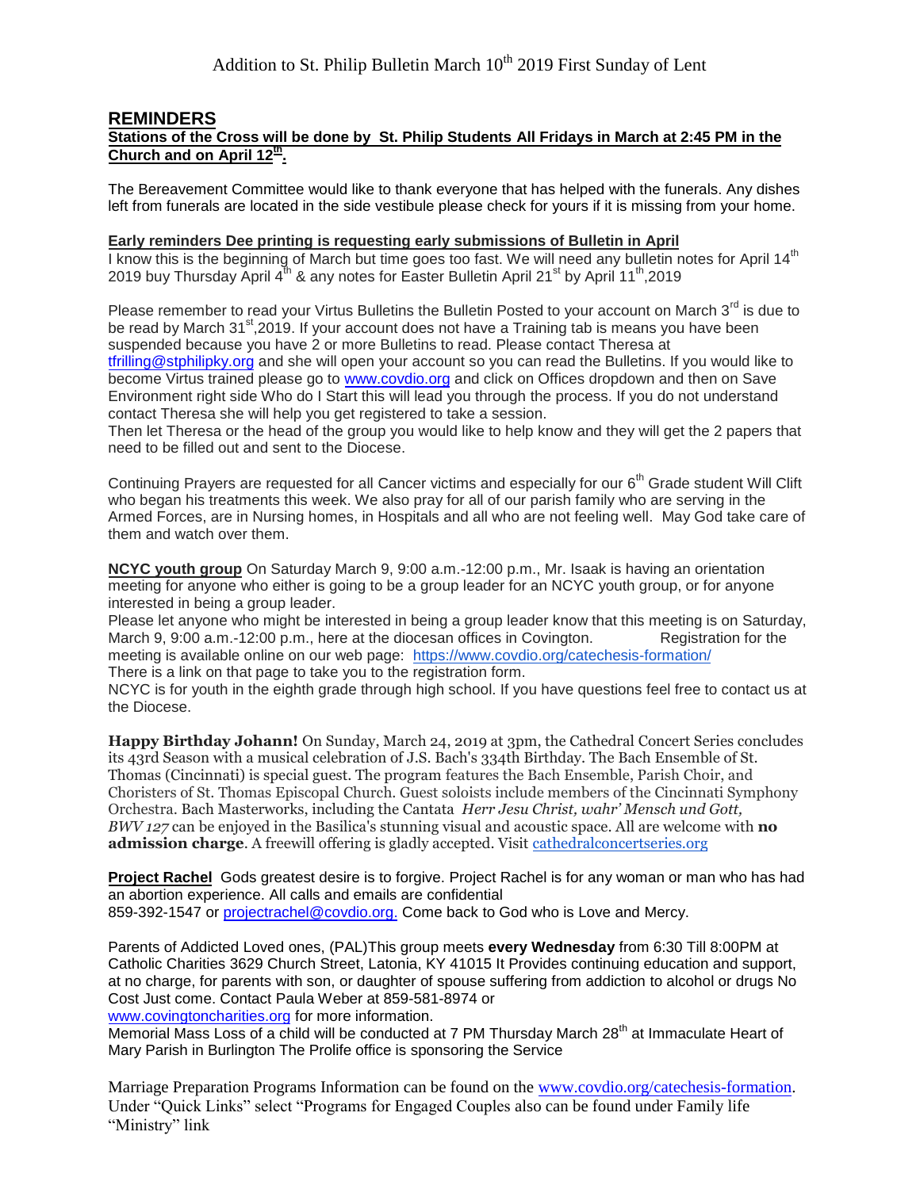# Addition to St. Philip Bulletin March 10th 2019 First Sunday of Lent

## REMINDERS

**Stations of the Cross will be done by St. Philip Students All Fridays in March at 2:45 PM in the Church and on April 12th.**

The Bereavement Committee would like to thank everyone that has helped with the funerals. Any dishes left from funerals are located in the side vestibule please check for yours if it is missing from your home.

**Early reminders Dee printing is requesting early submissions of Bulletin in April**

I know this is the beginning of March but time goes too fast. We will need any bulletin notes for April 14th 2019 buy Thursday April 4th & any notes for Easter Bulletin April 21st by April 11th,2019

Please remember to read your Virtus Bulletins the Bulletin Posted to your account on March 3rd is due to be read by March 31st,2019. If your account does not have a Training tab is means you have been suspended because you have 2 or more Bulletins to read. Please contact Theresa at tfrilling@stphilipky.org and she will open your account so you can read the Bulletins. If you would like to become Virtus trained please go to www.covdio.org and click on Offices dropdown and then on Save Environment right side Who do I Start this will lead you through the process. If you do not understand contact Theresa she will help you get registered to take a session.
Then let Theresa or the head of the group you would like to help know and they will get the 2 papers that need to be filled out and sent to the Diocese.

Continuing Prayers are requested for all Cancer victims and especially for our 6th Grade student Will Clift who began his treatments this week. We also pray for all of our parish family who are serving in the Armed Forces, are in Nursing homes, in Hospitals and all who are not feeling well. May God take care of them and watch over them.

**NCYC youth group** On Saturday March 9, 9:00 a.m.-12:00 p.m., Mr. Isaak is having an orientation meeting for anyone who either is going to be a group leader for an NCYC youth group, or for anyone interested in being a group leader.
Please let anyone who might be interested in being a group leader know that this meeting is on Saturday, March 9, 9:00 a.m.-12:00 p.m., here at the diocesan offices in Covington. Registration for the meeting is available online on our web page: https://www.covdio.org/catechesis-formation/
There is a link on that page to take you to the registration form.
NCYC is for youth in the eighth grade through high school. If you have questions feel free to contact us at the Diocese.

**Happy Birthday Johann!** On Sunday, March 24, 2019 at 3pm, the Cathedral Concert Series concludes its 43rd Season with a musical celebration of J.S. Bach's 334th Birthday. The Bach Ensemble of St. Thomas (Cincinnati) is special guest. The program features the Bach Ensemble, Parish Choir, and Choristers of St. Thomas Episcopal Church. Guest soloists include members of the Cincinnati Symphony Orchestra. Bach Masterworks, including the Cantata *Herr Jesu Christ, wahr' Mensch und Gott, BWV 127* can be enjoyed in the Basilica's stunning visual and acoustic space. All are welcome with **no admission charge**. A freewill offering is gladly accepted. Visit cathedralconcertseries.org

**Project Rachel** Gods greatest desire is to forgive. Project Rachel is for any woman or man who has had an abortion experience. All calls and emails are confidential
859-392-1547 or projectrachel@covdio.org. Come back to God who is Love and Mercy.

Parents of Addicted Loved ones, (PAL)This group meets **every Wednesday** from 6:30 Till 8:00PM at Catholic Charities 3629 Church Street, Latonia, KY 41015 It Provides continuing education and support, at no charge, for parents with son, or daughter of spouse suffering from addiction to alcohol or drugs No Cost Just come. Contact Paula Weber at 859-581-8974 or
www.covingtoncharities.org for more information.
Memorial Mass Loss of a child will be conducted at 7 PM Thursday March 28th at Immaculate Heart of Mary Parish in Burlington The Prolife office is sponsoring the Service

Marriage Preparation Programs Information can be found on the www.covdio.org/catechesis-formation. Under "Quick Links" select "Programs for Engaged Couples also can be found under Family life "Ministry" link